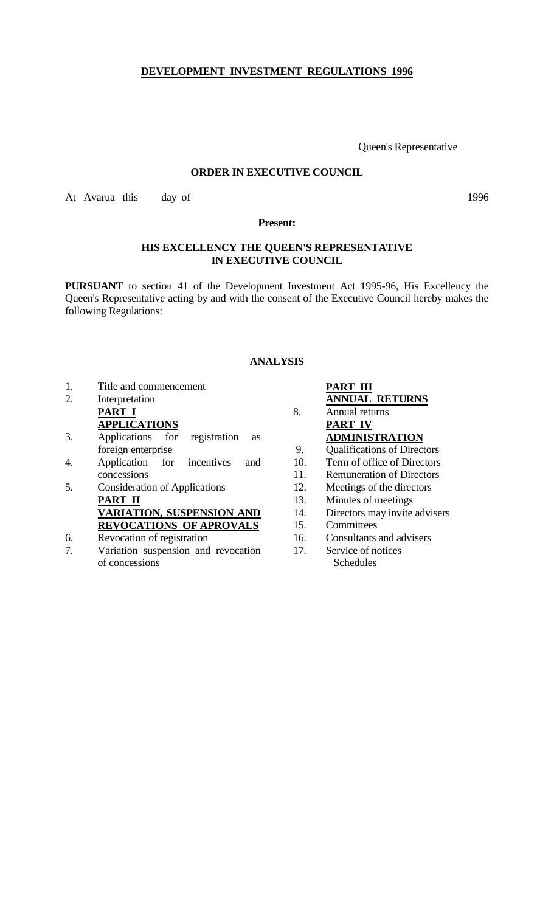# DEVELOPMENT INVESTMENT REGULATIONS 1996

Queen's Representative

**ORDER IN EXECUTIVE COUNCIL**

At Avarua this day of 1996

**Present:**

**HIS EXCELLENCY THE QUEEN'S REPRESENTATIVE IN EXECUTIVE COUNCIL**

**PURSUANT** to section 41 of the Development Investment Act 1995-96, His Excellency the Queen's Representative acting by and with the consent of the Executive Council hereby makes the following Regulations:

## ANALYSIS

1. Title and commencement
2. Interpretation

**PART I**
**APPLICATIONS**

3. Applications for registration as foreign enterprise
4. Application for incentives and concessions
5. Consideration of Applications

**PART II**
**VARIATION, SUSPENSION AND REVOCATIONS OF APROVALS**

6. Revocation of registration
7. Variation suspension and revocation of concessions

**PART III**
**ANNUAL RETURNS**

8. Annual returns

**PART IV**
**ADMINISTRATION**

9. Qualifications of Directors
10. Term of office of Directors
11. Remuneration of Directors
12. Meetings of the directors
13. Minutes of meetings
14. Directors may invite advisers
15. Committees
16. Consultants and advisers
17. Service of notices

Schedules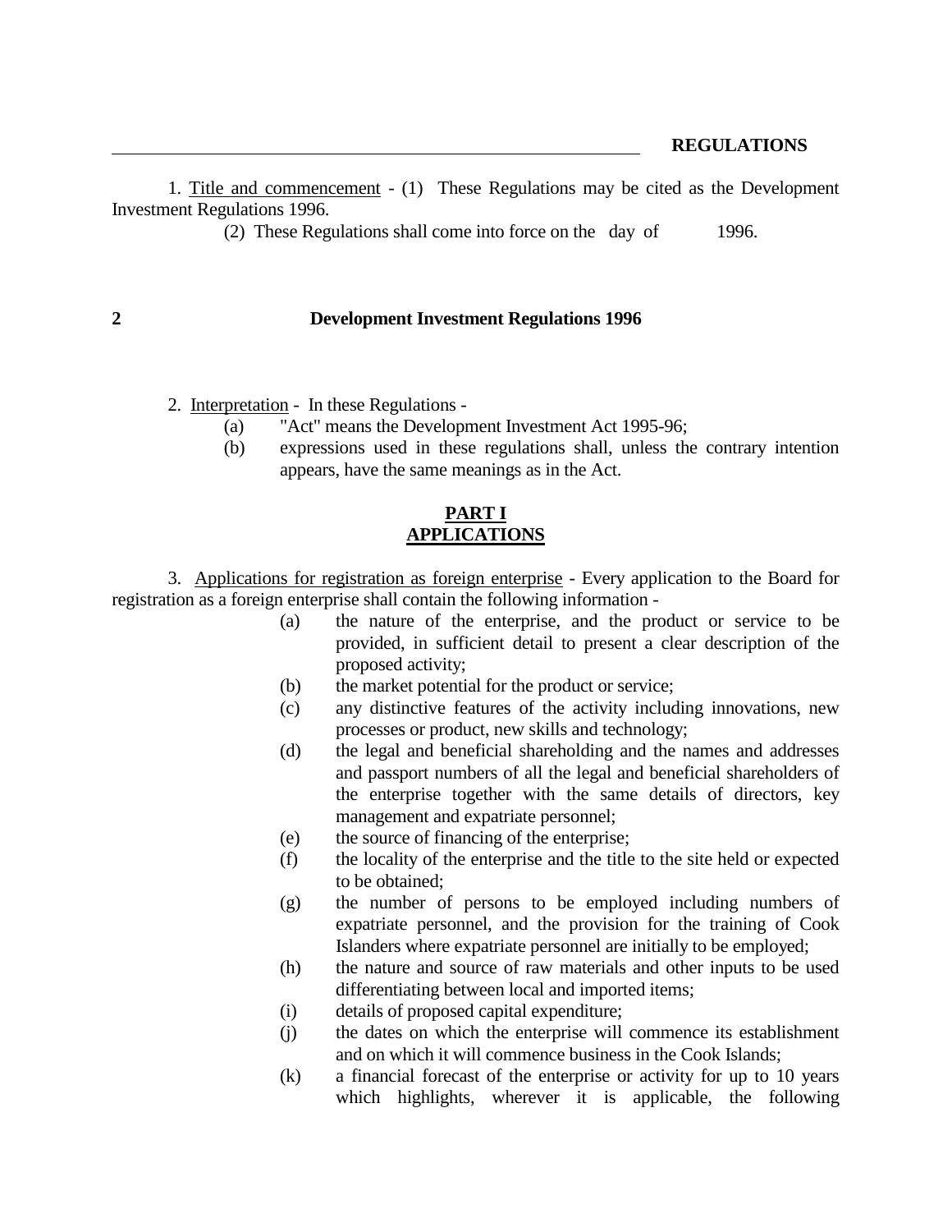1. Title and commencement - (1) These Regulations may be cited as the Development Investment Regulations 1996.

(2) These Regulations shall come into force on the day of 1996.

2. Interpretation - In these Regulations -

(a) "Act" means the Development Investment Act 1995-96;

(b) expressions used in these regulations shall, unless the contrary intention appears, have the same meanings as in the Act.

## PART I
## APPLICATIONS

3. Applications for registration as foreign enterprise - Every application to the Board for registration as a foreign enterprise shall contain the following information -

(a) the nature of the enterprise, and the product or service to be provided, in sufficient detail to present a clear description of the proposed activity;

(b) the market potential for the product or service;

(c) any distinctive features of the activity including innovations, new processes or product, new skills and technology;

(d) the legal and beneficial shareholding and the names and addresses and passport numbers of all the legal and beneficial shareholders of the enterprise together with the same details of directors, key management and expatriate personnel;

(e) the source of financing of the enterprise;

(f) the locality of the enterprise and the title to the site held or expected to be obtained;

(g) the number of persons to be employed including numbers of expatriate personnel, and the provision for the training of Cook Islanders where expatriate personnel are initially to be employed;

(h) the nature and source of raw materials and other inputs to be used differentiating between local and imported items;

(i) details of proposed capital expenditure;

(j) the dates on which the enterprise will commence its establishment and on which it will commence business in the Cook Islands;

(k) a financial forecast of the enterprise or activity for up to 10 years which highlights, wherever it is applicable, the following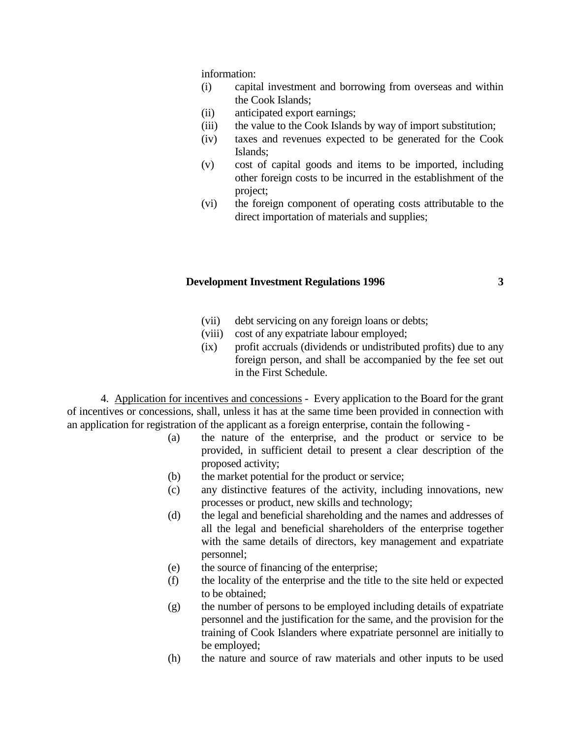information:

(i) capital investment and borrowing from overseas and within the Cook Islands;
(ii) anticipated export earnings;
(iii) the value to the Cook Islands by way of import substitution;
(iv) taxes and revenues expected to be generated for the Cook Islands;
(v) cost of capital goods and items to be imported, including other foreign costs to be incurred in the establishment of the project;
(vi) the foreign component of operating costs attributable to the direct importation of materials and supplies;
(vii) debt servicing on any foreign loans or debts;
(viii) cost of any expatriate labour employed;
(ix) profit accruals (dividends or undistributed profits) due to any foreign person, and shall be accompanied by the fee set out in the First Schedule.

4. Application for incentives and concessions - Every application to the Board for the grant of incentives or concessions, shall, unless it has at the same time been provided in connection with an application for registration of the applicant as a foreign enterprise, contain the following -

(a) the nature of the enterprise, and the product or service to be provided, in sufficient detail to present a clear description of the proposed activity;
(b) the market potential for the product or service;
(c) any distinctive features of the activity, including innovations, new processes or product, new skills and technology;
(d) the legal and beneficial shareholding and the names and addresses of all the legal and beneficial shareholders of the enterprise together with the same details of directors, key management and expatriate personnel;
(e) the source of financing of the enterprise;
(f) the locality of the enterprise and the title to the site held or expected to be obtained;
(g) the number of persons to be employed including details of expatriate personnel and the justification for the same, and the provision for the training of Cook Islanders where expatriate personnel are initially to be employed;
(h) the nature and source of raw materials and other inputs to be used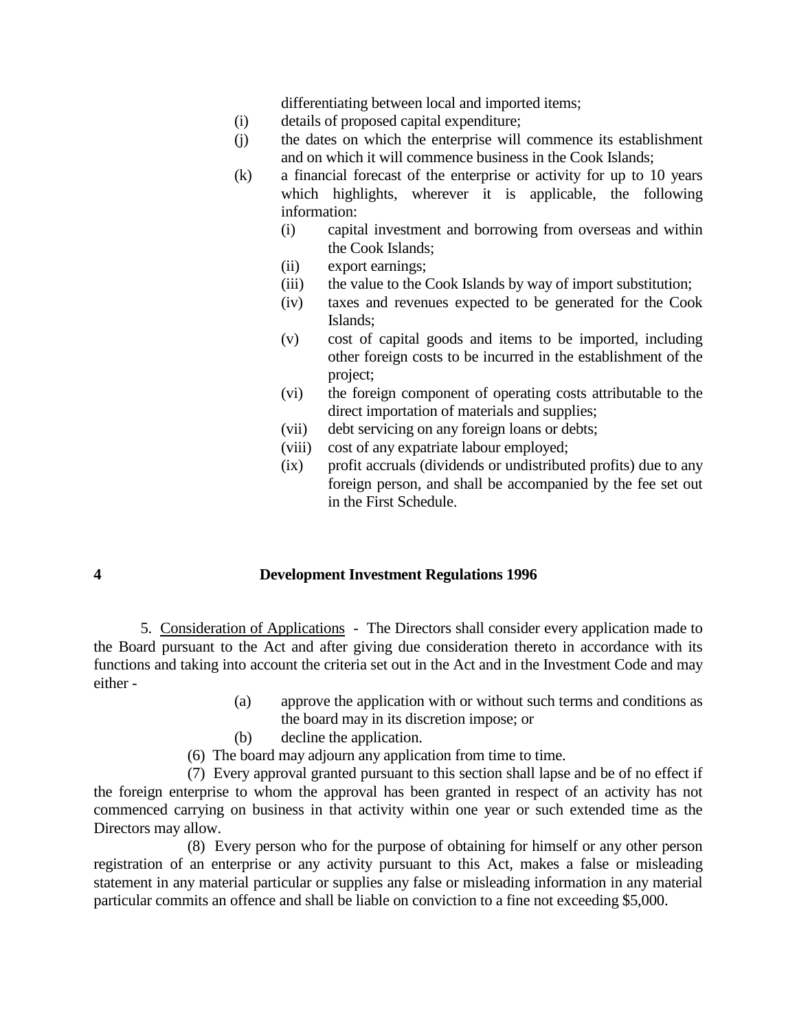differentiating between local and imported items;

(i) details of proposed capital expenditure;

(j) the dates on which the enterprise will commence its establishment and on which it will commence business in the Cook Islands;

(k) a financial forecast of the enterprise or activity for up to 10 years which highlights, wherever it is applicable, the following information:

   (i) capital investment and borrowing from overseas and within the Cook Islands;

   (ii) export earnings;

   (iii) the value to the Cook Islands by way of import substitution;

   (iv) taxes and revenues expected to be generated for the Cook Islands;

   (v) cost of capital goods and items to be imported, including other foreign costs to be incurred in the establishment of the project;

   (vi) the foreign component of operating costs attributable to the direct importation of materials and supplies;

   (vii) debt servicing on any foreign loans or debts;

   (viii) cost of any expatriate labour employed;

   (ix) profit accruals (dividends or undistributed profits) due to any foreign person, and shall be accompanied by the fee set out in the First Schedule.

5. Consideration of Applications - The Directors shall consider every application made to the Board pursuant to the Act and after giving due consideration thereto in accordance with its functions and taking into account the criteria set out in the Act and in the Investment Code and may either -

(a) approve the application with or without such terms and conditions as the board may in its discretion impose; or

(b) decline the application.

(6) The board may adjourn any application from time to time.

(7) Every approval granted pursuant to this section shall lapse and be of no effect if the foreign enterprise to whom the approval has been granted in respect of an activity has not commenced carrying on business in that activity within one year or such extended time as the Directors may allow.

(8) Every person who for the purpose of obtaining for himself or any other person registration of an enterprise or any activity pursuant to this Act, makes a false or misleading statement in any material particular or supplies any false or misleading information in any material particular commits an offence and shall be liable on conviction to a fine not exceeding $5,000.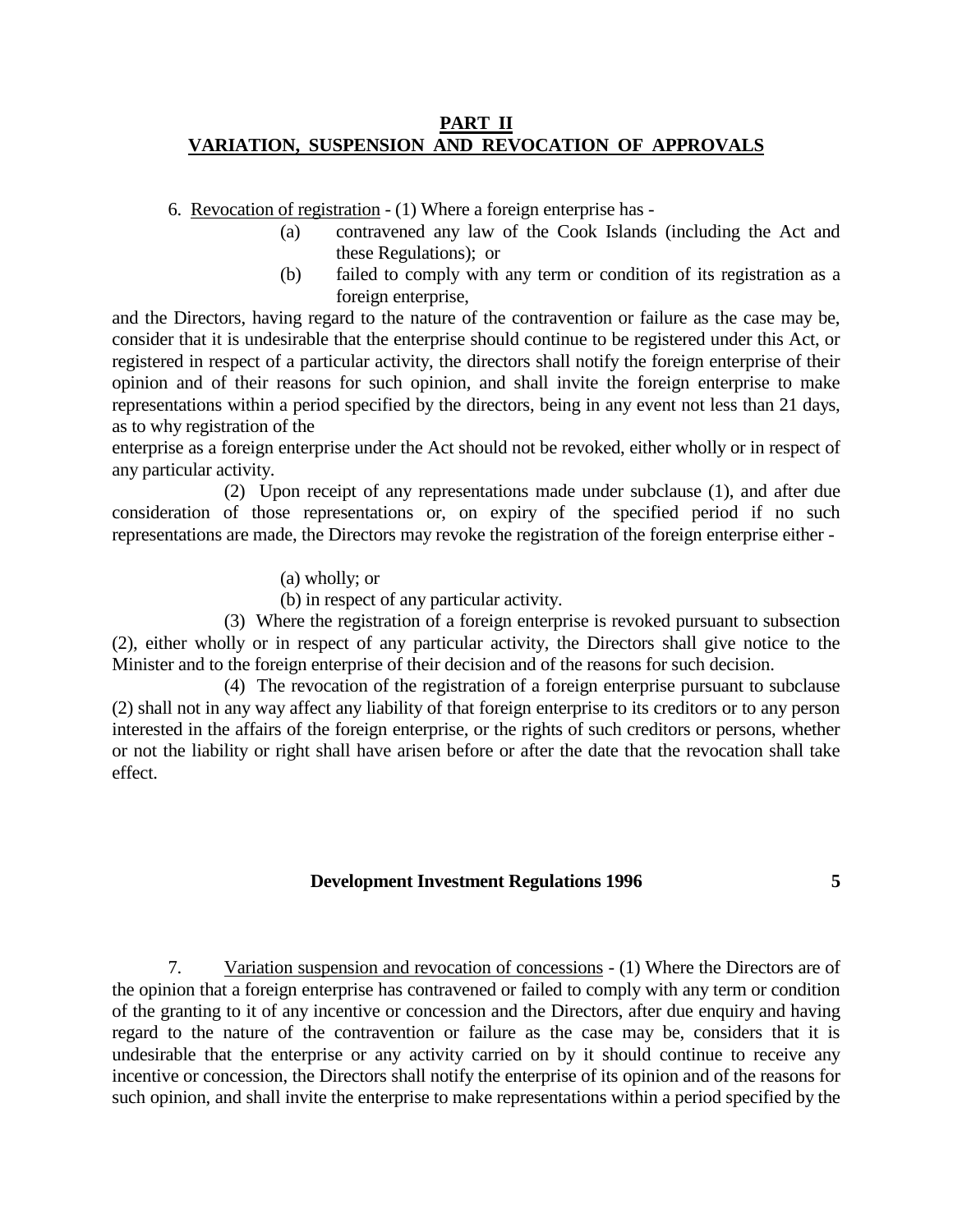## PART II
## VARIATION, SUSPENSION AND REVOCATION OF APPROVALS

6. Revocation of registration - (1) Where a foreign enterprise has -

(a) contravened any law of the Cook Islands (including the Act and these Regulations); or

(b) failed to comply with any term or condition of its registration as a foreign enterprise,

and the Directors, having regard to the nature of the contravention or failure as the case may be, consider that it is undesirable that the enterprise should continue to be registered under this Act, or registered in respect of a particular activity, the directors shall notify the foreign enterprise of their opinion and of their reasons for such opinion, and shall invite the foreign enterprise to make representations within a period specified by the directors, being in any event not less than 21 days, as to why registration of the enterprise as a foreign enterprise under the Act should not be revoked, either wholly or in respect of any particular activity.

(2) Upon receipt of any representations made under subclause (1), and after due consideration of those representations or, on expiry of the specified period if no such representations are made, the Directors may revoke the registration of the foreign enterprise either -

(a) wholly; or

(b) in respect of any particular activity.

(3) Where the registration of a foreign enterprise is revoked pursuant to subsection (2), either wholly or in respect of any particular activity, the Directors shall give notice to the Minister and to the foreign enterprise of their decision and of the reasons for such decision.

(4) The revocation of the registration of a foreign enterprise pursuant to subclause (2) shall not in any way affect any liability of that foreign enterprise to its creditors or to any person interested in the affairs of the foreign enterprise, or the rights of such creditors or persons, whether or not the liability or right shall have arisen before or after the date that the revocation shall take effect.

7. Variation suspension and revocation of concessions - (1) Where the Directors are of the opinion that a foreign enterprise has contravened or failed to comply with any term or condition of the granting to it of any incentive or concession and the Directors, after due enquiry and having regard to the nature of the contravention or failure as the case may be, considers that it is undesirable that the enterprise or any activity carried on by it should continue to receive any incentive or concession, the Directors shall notify the enterprise of its opinion and of the reasons for such opinion, and shall invite the enterprise to make representations within a period specified by the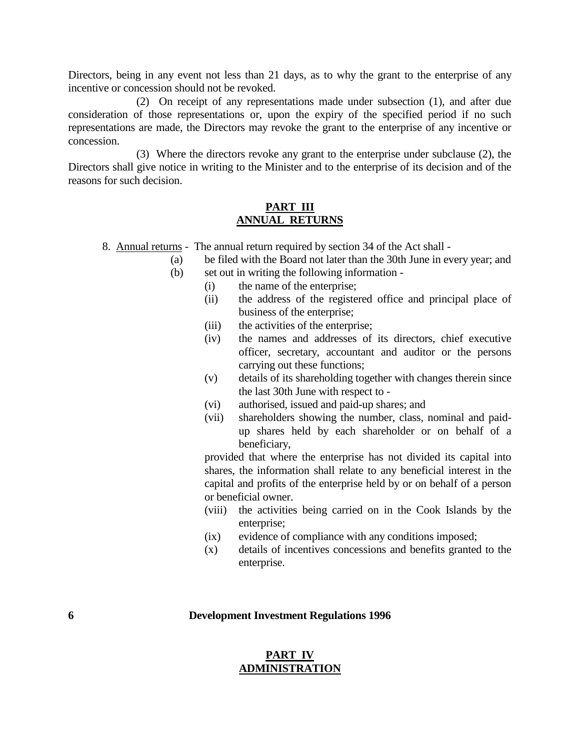Directors, being in any event not less than 21 days, as to why the grant to the enterprise of any incentive or concession should not be revoked.

(2) On receipt of any representations made under subsection (1), and after due consideration of those representations or, upon the expiry of the specified period if no such representations are made, the Directors may revoke the grant to the enterprise of any incentive or concession.

(3) Where the directors revoke any grant to the enterprise under subclause (2), the Directors shall give notice in writing to the Minister and to the enterprise of its decision and of the reasons for such decision.

## PART III
## ANNUAL RETURNS

8. Annual returns - The annual return required by section 34 of the Act shall -

(a) be filed with the Board not later than the 30th June in every year; and

(b) set out in writing the following information -

(i) the name of the enterprise;

(ii) the address of the registered office and principal place of business of the enterprise;

(iii) the activities of the enterprise;

(iv) the names and addresses of its directors, chief executive officer, secretary, accountant and auditor or the persons carrying out these functions;

(v) details of its shareholding together with changes therein since the last 30th June with respect to -

(vi) authorised, issued and paid-up shares; and

(vii) shareholders showing the number, class, nominal and paid-up shares held by each shareholder or on behalf of a beneficiary,

provided that where the enterprise has not divided its capital into shares, the information shall relate to any beneficial interest in the capital and profits of the enterprise held by or on behalf of a person or beneficial owner.

(viii) the activities being carried on in the Cook Islands by the enterprise;

(ix) evidence of compliance with any conditions imposed;

(x) details of incentives concessions and benefits granted to the enterprise.

## PART IV
## ADMINISTRATION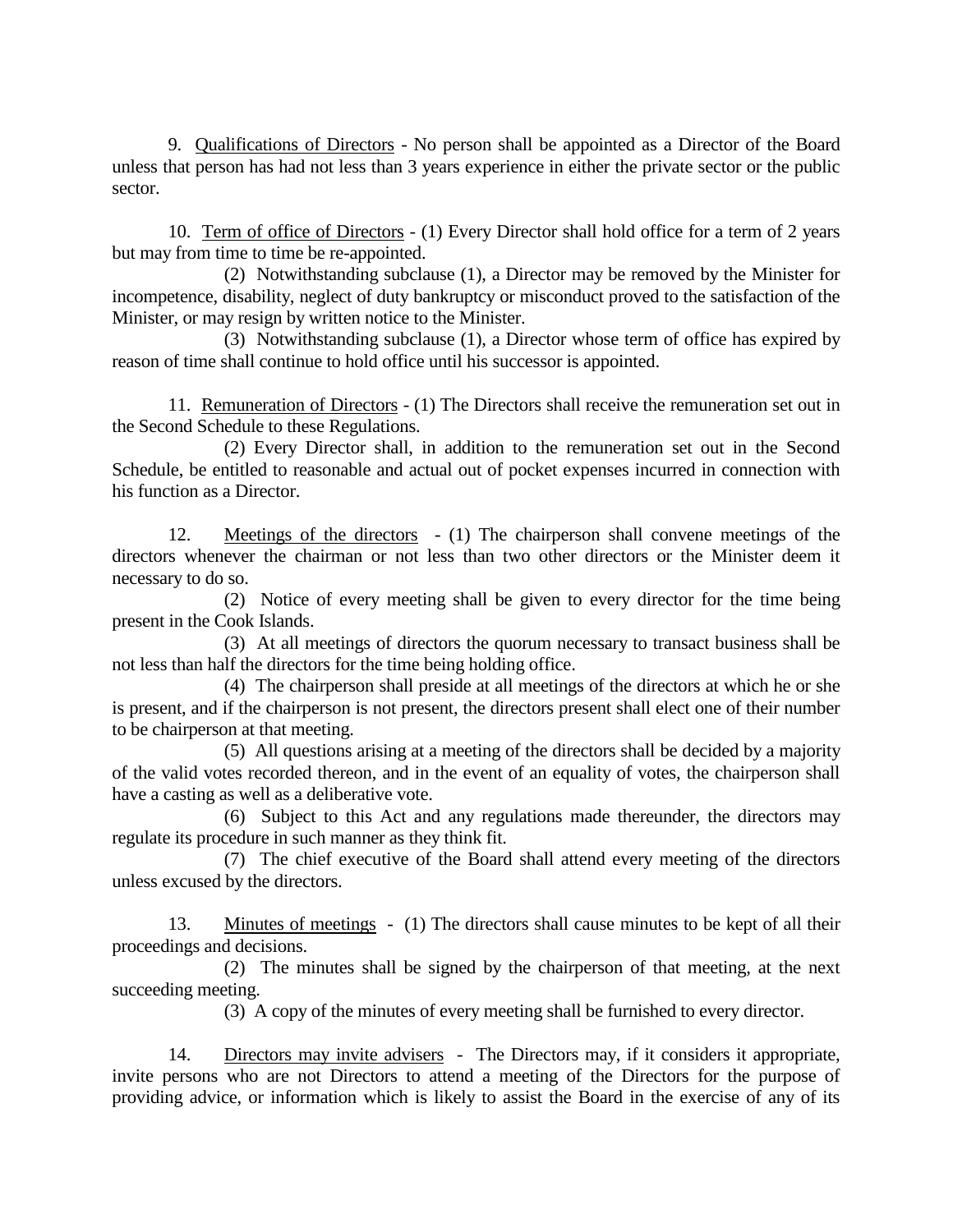9. Qualifications of Directors - No person shall be appointed as a Director of the Board unless that person has had not less than 3 years experience in either the private sector or the public sector.

10. Term of office of Directors - (1) Every Director shall hold office for a term of 2 years but may from time to time be re-appointed.

(2) Notwithstanding subclause (1), a Director may be removed by the Minister for incompetence, disability, neglect of duty bankruptcy or misconduct proved to the satisfaction of the Minister, or may resign by written notice to the Minister.

(3) Notwithstanding subclause (1), a Director whose term of office has expired by reason of time shall continue to hold office until his successor is appointed.

11. Remuneration of Directors - (1) The Directors shall receive the remuneration set out in the Second Schedule to these Regulations.

(2) Every Director shall, in addition to the remuneration set out in the Second Schedule, be entitled to reasonable and actual out of pocket expenses incurred in connection with his function as a Director.

12. Meetings of the directors - (1) The chairperson shall convene meetings of the directors whenever the chairman or not less than two other directors or the Minister deem it necessary to do so.

(2) Notice of every meeting shall be given to every director for the time being present in the Cook Islands.

(3) At all meetings of directors the quorum necessary to transact business shall be not less than half the directors for the time being holding office.

(4) The chairperson shall preside at all meetings of the directors at which he or she is present, and if the chairperson is not present, the directors present shall elect one of their number to be chairperson at that meeting.

(5) All questions arising at a meeting of the directors shall be decided by a majority of the valid votes recorded thereon, and in the event of an equality of votes, the chairperson shall have a casting as well as a deliberative vote.

(6) Subject to this Act and any regulations made thereunder, the directors may regulate its procedure in such manner as they think fit.

(7) The chief executive of the Board shall attend every meeting of the directors unless excused by the directors.

13. Minutes of meetings - (1) The directors shall cause minutes to be kept of all their proceedings and decisions.

(2) The minutes shall be signed by the chairperson of that meeting, at the next succeeding meeting.

(3) A copy of the minutes of every meeting shall be furnished to every director.

14. Directors may invite advisers - The Directors may, if it considers it appropriate, invite persons who are not Directors to attend a meeting of the Directors for the purpose of providing advice, or information which is likely to assist the Board in the exercise of any of its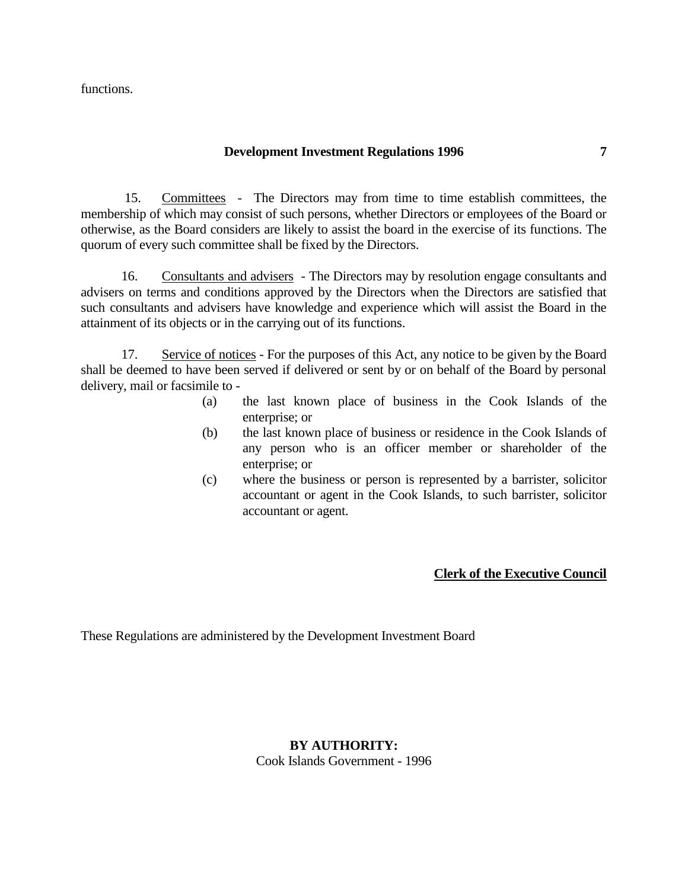functions.

15. Committees - The Directors may from time to time establish committees, the membership of which may consist of such persons, whether Directors or employees of the Board or otherwise, as the Board considers are likely to assist the board in the exercise of its functions. The quorum of every such committee shall be fixed by the Directors.

16. Consultants and advisers - The Directors may by resolution engage consultants and advisers on terms and conditions approved by the Directors when the Directors are satisfied that such consultants and advisers have knowledge and experience which will assist the Board in the attainment of its objects or in the carrying out of its functions.

17. Service of notices - For the purposes of this Act, any notice to be given by the Board shall be deemed to have been served if delivered or sent by or on behalf of the Board by personal delivery, mail or facsimile to -

(a) the last known place of business in the Cook Islands of the enterprise; or

(b) the last known place of business or residence in the Cook Islands of any person who is an officer member or shareholder of the enterprise; or

(c) where the business or person is represented by a barrister, solicitor accountant or agent in the Cook Islands, to such barrister, solicitor accountant or agent.

**Clerk of the Executive Council**

These Regulations are administered by the Development Investment Board

**BY AUTHORITY:**
Cook Islands Government - 1996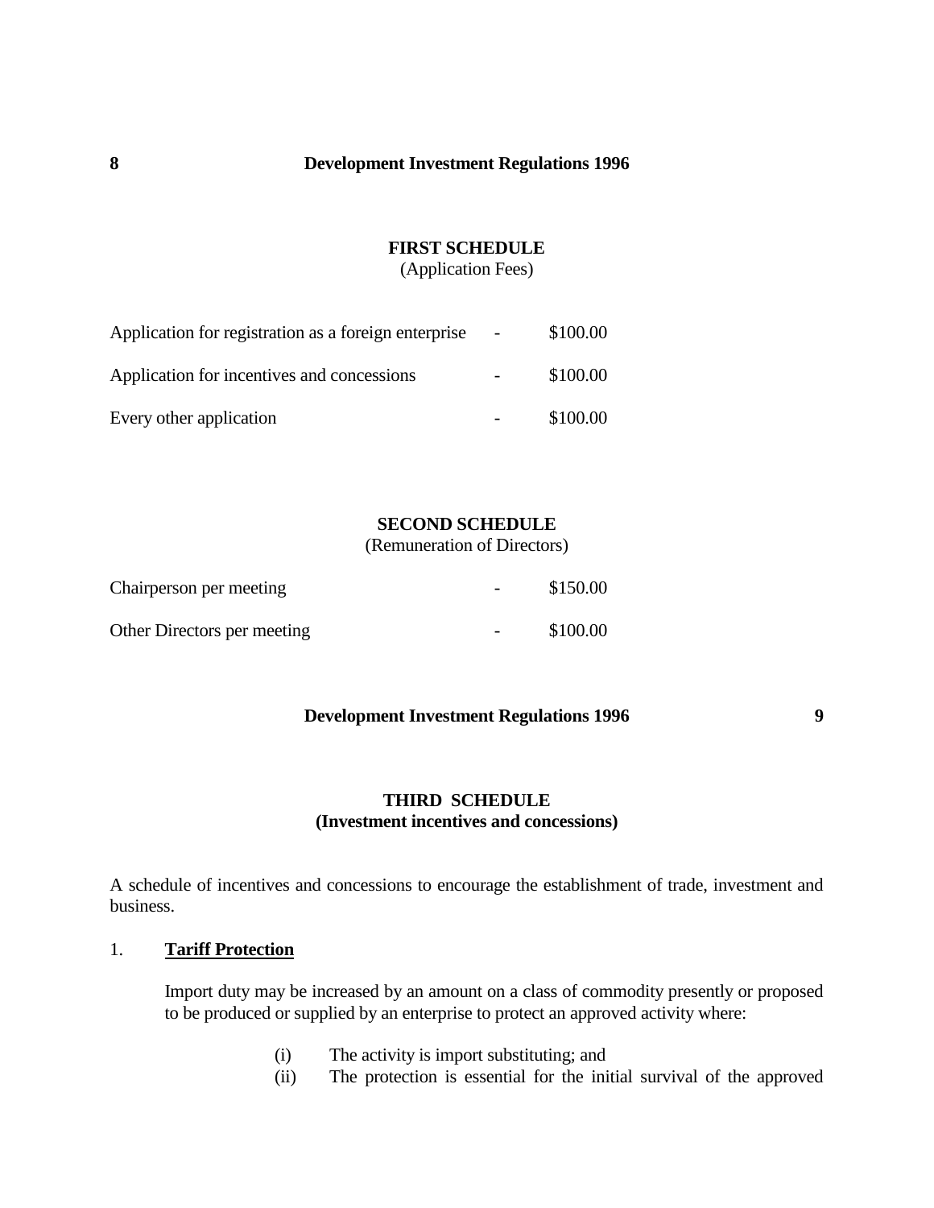## FIRST SCHEDULE
(Application Fees)

| | | |
|---|---|---|
| Application for registration as a foreign enterprise | - | \$100.00 |
| Application for incentives and concessions | - | \$100.00 |
| Every other application | - | \$100.00 |

## SECOND SCHEDULE
(Remuneration of Directors)

| | | |
|---|---|---|
| Chairperson per meeting | - | \$150.00 |
| Other Directors per meeting | - | \$100.00 |

## THIRD SCHEDULE
**(Investment incentives and concessions)**

A schedule of incentives and concessions to encourage the establishment of trade, investment and business.

1. **Tariff Protection**

Import duty may be increased by an amount on a class of commodity presently or proposed to be produced or supplied by an enterprise to protect an approved activity where:

(i) The activity is import substituting; and
(ii) The protection is essential for the initial survival of the approved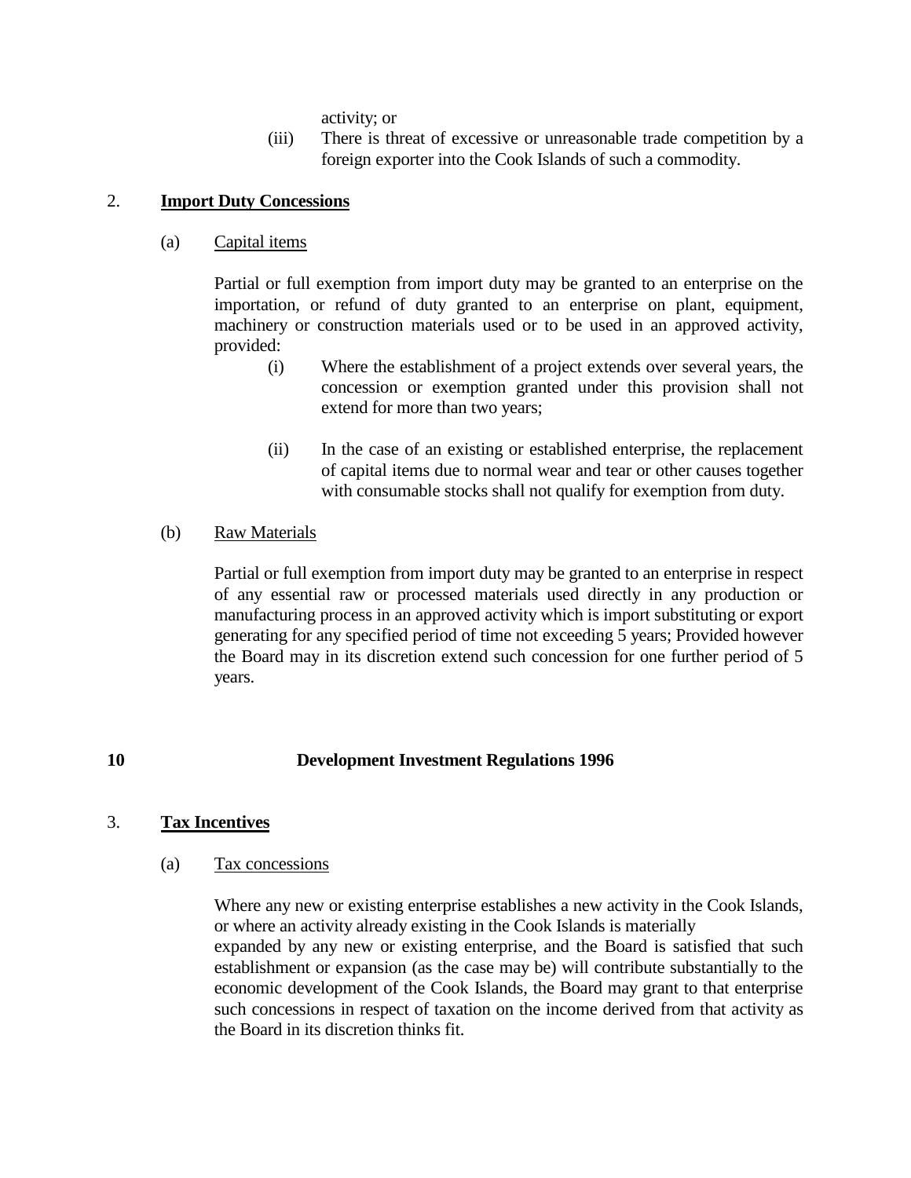activity; or

(iii) There is threat of excessive or unreasonable trade competition by a foreign exporter into the Cook Islands of such a commodity.

2. **<u>Import Duty Concessions</u>**

(a) <u>Capital items</u>

Partial or full exemption from import duty may be granted to an enterprise on the importation, or refund of duty granted to an enterprise on plant, equipment, machinery or construction materials used or to be used in an approved activity, provided:

(i) Where the establishment of a project extends over several years, the concession or exemption granted under this provision shall not extend for more than two years;

(ii) In the case of an existing or established enterprise, the replacement of capital items due to normal wear and tear or other causes together with consumable stocks shall not qualify for exemption from duty.

(b) <u>Raw Materials</u>

Partial or full exemption from import duty may be granted to an enterprise in respect of any essential raw or processed materials used directly in any production or manufacturing process in an approved activity which is import substituting or export generating for any specified period of time not exceeding 5 years; Provided however the Board may in its discretion extend such concession for one further period of 5 years.

3. **<u>Tax Incentives</u>**

(a) <u>Tax concessions</u>

Where any new or existing enterprise establishes a new activity in the Cook Islands, or where an activity already existing in the Cook Islands is materially expanded by any new or existing enterprise, and the Board is satisfied that such establishment or expansion (as the case may be) will contribute substantially to the economic development of the Cook Islands, the Board may grant to that enterprise such concessions in respect of taxation on the income derived from that activity as the Board in its discretion thinks fit.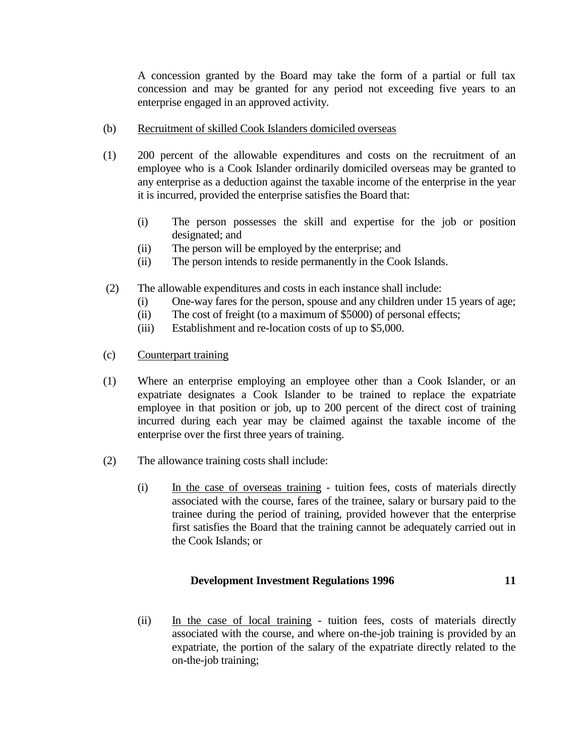A concession granted by the Board may take the form of a partial or full tax concession and may be granted for any period not exceeding five years to an enterprise engaged in an approved activity.

(b) Recruitment of skilled Cook Islanders domiciled overseas

(1) 200 percent of the allowable expenditures and costs on the recruitment of an employee who is a Cook Islander ordinarily domiciled overseas may be granted to any enterprise as a deduction against the taxable income of the enterprise in the year it is incurred, provided the enterprise satisfies the Board that:

- (i) The person possesses the skill and expertise for the job or position designated; and
- (ii) The person will be employed by the enterprise; and
- (ii) The person intends to reside permanently in the Cook Islands.

(2) The allowable expenditures and costs in each instance shall include:

- (i) One-way fares for the person, spouse and any children under 15 years of age;
- (ii) The cost of freight (to a maximum of $5000) of personal effects;
- (iii) Establishment and re-location costs of up to $5,000.

(c) Counterpart training

(1) Where an enterprise employing an employee other than a Cook Islander, or an expatriate designates a Cook Islander to be trained to replace the expatriate employee in that position or job, up to 200 percent of the direct cost of training incurred during each year may be claimed against the taxable income of the enterprise over the first three years of training.

(2) The allowance training costs shall include:

- (i) In the case of overseas training - tuition fees, costs of materials directly associated with the course, fares of the trainee, salary or bursary paid to the trainee during the period of training, provided however that the enterprise first satisfies the Board that the training cannot be adequately carried out in the Cook Islands; or

- (ii) In the case of local training - tuition fees, costs of materials directly associated with the course, and where on-the-job training is provided by an expatriate, the portion of the salary of the expatriate directly related to the on-the-job training;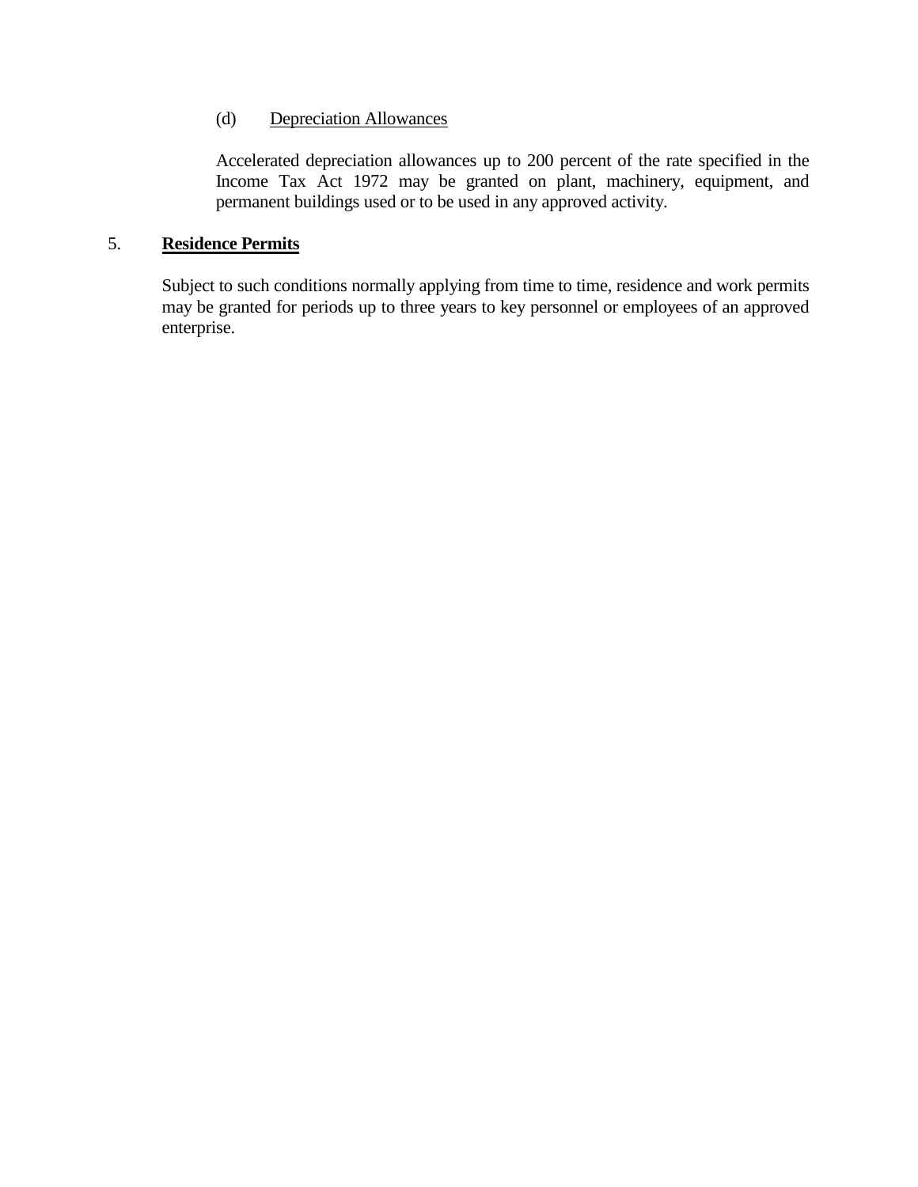(d) <u>Depreciation Allowances</u>

Accelerated depreciation allowances up to 200 percent of the rate specified in the Income Tax Act 1972 may be granted on plant, machinery, equipment, and permanent buildings used or to be used in any approved activity.

## 5. Residence Permits

Subject to such conditions normally applying from time to time, residence and work permits may be granted for periods up to three years to key personnel or employees of an approved enterprise.